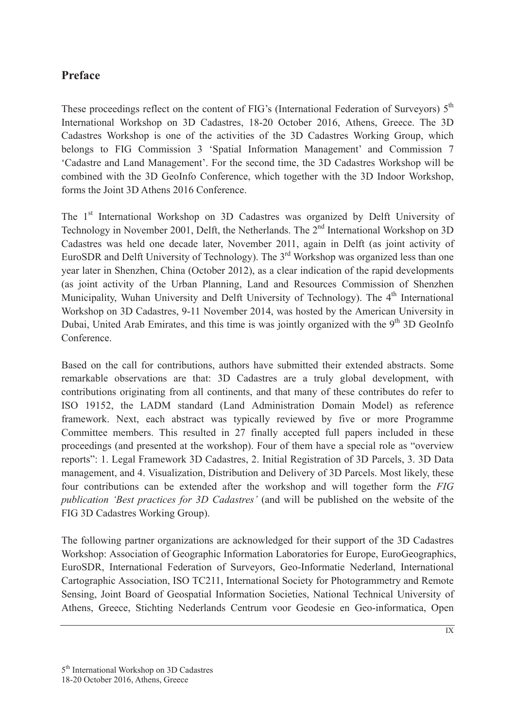## Preface

These proceedings reflect on the content of FIG's (International Federation of Surveyors) 5th International Workshop on 3D Cadastres, 18-20 October 2016, Athens, Greece. The 3D Cadastres Workshop is one of the activities of the 3D Cadastres Working Group, which belongs to FIG Commission 3 'Spatial Information Management' and Commission 7 'Cadastre and Land Management'. For the second time, the 3D Cadastres Workshop will be combined with the 3D GeoInfo Conference, which together with the 3D Indoor Workshop, forms the Joint 3D Athens 2016 Conference.

The 1st International Workshop on 3D Cadastres was organized by Delft University of Technology in November 2001, Delft, the Netherlands. The 2nd International Workshop on 3D Cadastres was held one decade later, November 2011, again in Delft (as joint activity of EuroSDR and Delft University of Technology). The 3rd Workshop was organized less than one year later in Shenzhen, China (October 2012), as a clear indication of the rapid developments (as joint activity of the Urban Planning, Land and Resources Commission of Shenzhen Municipality, Wuhan University and Delft University of Technology). The 4th International Workshop on 3D Cadastres, 9-11 November 2014, was hosted by the American University in Dubai, United Arab Emirates, and this time is was jointly organized with the 9th 3D GeoInfo Conference.

Based on the call for contributions, authors have submitted their extended abstracts. Some remarkable observations are that: 3D Cadastres are a truly global development, with contributions originating from all continents, and that many of these contributes do refer to ISO 19152, the LADM standard (Land Administration Domain Model) as reference framework. Next, each abstract was typically reviewed by five or more Programme Committee members. This resulted in 27 finally accepted full papers included in these proceedings (and presented at the workshop). Four of them have a special role as "overview reports": 1. Legal Framework 3D Cadastres, 2. Initial Registration of 3D Parcels, 3. 3D Data management, and 4. Visualization, Distribution and Delivery of 3D Parcels. Most likely, these four contributions can be extended after the workshop and will together form the *FIG publication 'Best practices for 3D Cadastres'* (and will be published on the website of the FIG 3D Cadastres Working Group).

The following partner organizations are acknowledged for their support of the 3D Cadastres Workshop: Association of Geographic Information Laboratories for Europe, EuroGeographics, EuroSDR, International Federation of Surveyors, Geo-Informatie Nederland, International Cartographic Association, ISO TC211, International Society for Photogrammetry and Remote Sensing, Joint Board of Geospatial Information Societies, National Technical University of Athens, Greece, Stichting Nederlands Centrum voor Geodesie en Geo-informatica, Open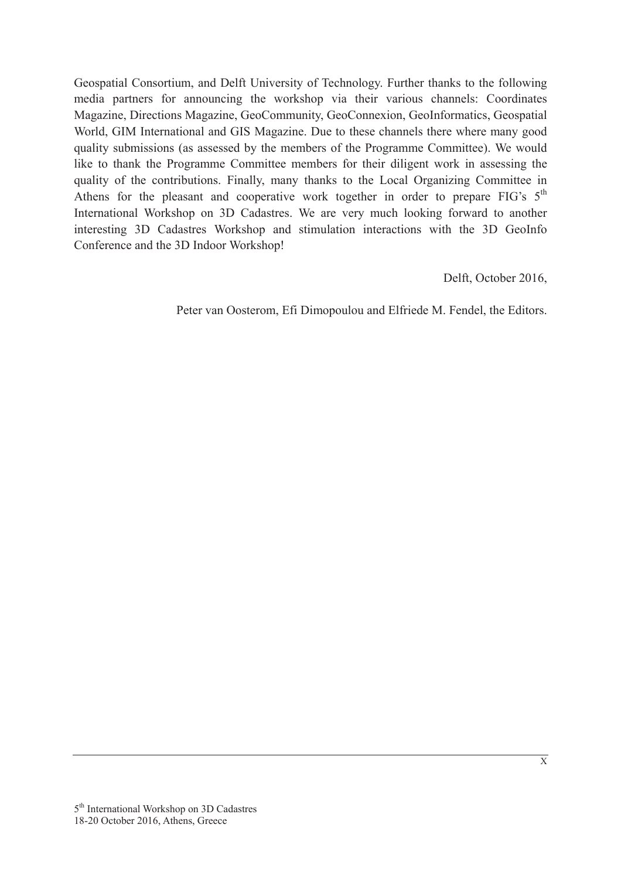Geospatial Consortium, and Delft University of Technology. Further thanks to the following media partners for announcing the workshop via their various channels: Coordinates Magazine, Directions Magazine, GeoCommunity, GeoConnexion, GeoInformatics, Geospatial World, GIM International and GIS Magazine. Due to these channels there where many good quality submissions (as assessed by the members of the Programme Committee). We would like to thank the Programme Committee members for their diligent work in assessing the quality of the contributions. Finally, many thanks to the Local Organizing Committee in Athens for the pleasant and cooperative work together in order to prepare FIG's 5th International Workshop on 3D Cadastres. We are very much looking forward to another interesting 3D Cadastres Workshop and stimulation interactions with the 3D GeoInfo Conference and the 3D Indoor Workshop!

Delft, October 2016,

Peter van Oosterom, Efi Dimopoulou and Elfriede M. Fendel, the Editors.